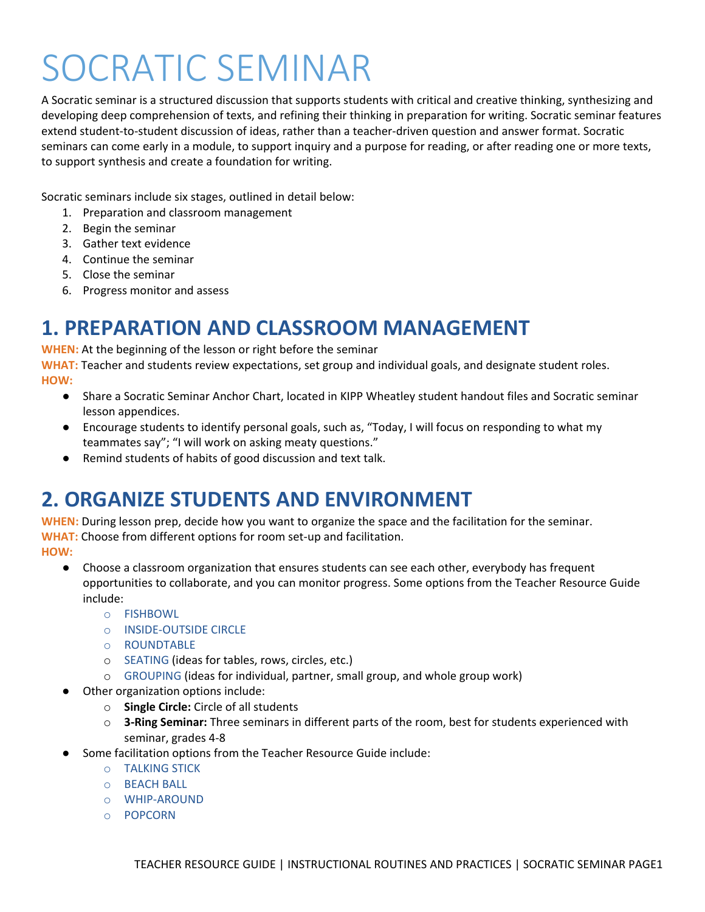# SOCRATIC SEMINAR

A Socratic seminar is a structured discussion that supports students with critical and creative thinking, synthesizing and developing deep comprehension of texts, and refining their thinking in preparation for writing. Socratic seminar features extend student-to-student discussion of ideas, rather than a teacher-driven question and answer format. Socratic seminars can come early in a module, to support inquiry and a purpose for reading, or after reading one or more texts, to support synthesis and create a foundation for writing.

Socratic seminars include six stages, outlined in detail below:

1. Preparation and classroom management
2. Begin the seminar
3. Gather text evidence
4. Continue the seminar
5. Close the seminar
6. Progress monitor and assess

## 1. PREPARATION AND CLASSROOM MANAGEMENT

**WHEN:** At the beginning of the lesson or right before the seminar

**WHAT:** Teacher and students review expectations, set group and individual goals, and designate student roles.

**HOW:**

- Share a Socratic Seminar Anchor Chart, located in KIPP Wheatley student handout files and Socratic seminar lesson appendices.
- Encourage students to identify personal goals, such as, "Today, I will focus on responding to what my teammates say"; "I will work on asking meaty questions."
- Remind students of habits of good discussion and text talk.

## 2. ORGANIZE STUDENTS AND ENVIRONMENT

**WHEN:** During lesson prep, decide how you want to organize the space and the facilitation for the seminar.

**WHAT:** Choose from different options for room set-up and facilitation.

**HOW:**

- Choose a classroom organization that ensures students can see each other, everybody has frequent opportunities to collaborate, and you can monitor progress. Some options from the Teacher Resource Guide include:
  - FISHBOWL
  - INSIDE-OUTSIDE CIRCLE
  - ROUNDTABLE
  - SEATING (ideas for tables, rows, circles, etc.)
  - GROUPING (ideas for individual, partner, small group, and whole group work)
- Other organization options include:
  - **Single Circle:** Circle of all students
  - **3-Ring Seminar:** Three seminars in different parts of the room, best for students experienced with seminar, grades 4-8
- Some facilitation options from the Teacher Resource Guide include:
  - TALKING STICK
  - BEACH BALL
  - WHIP-AROUND
  - POPCORN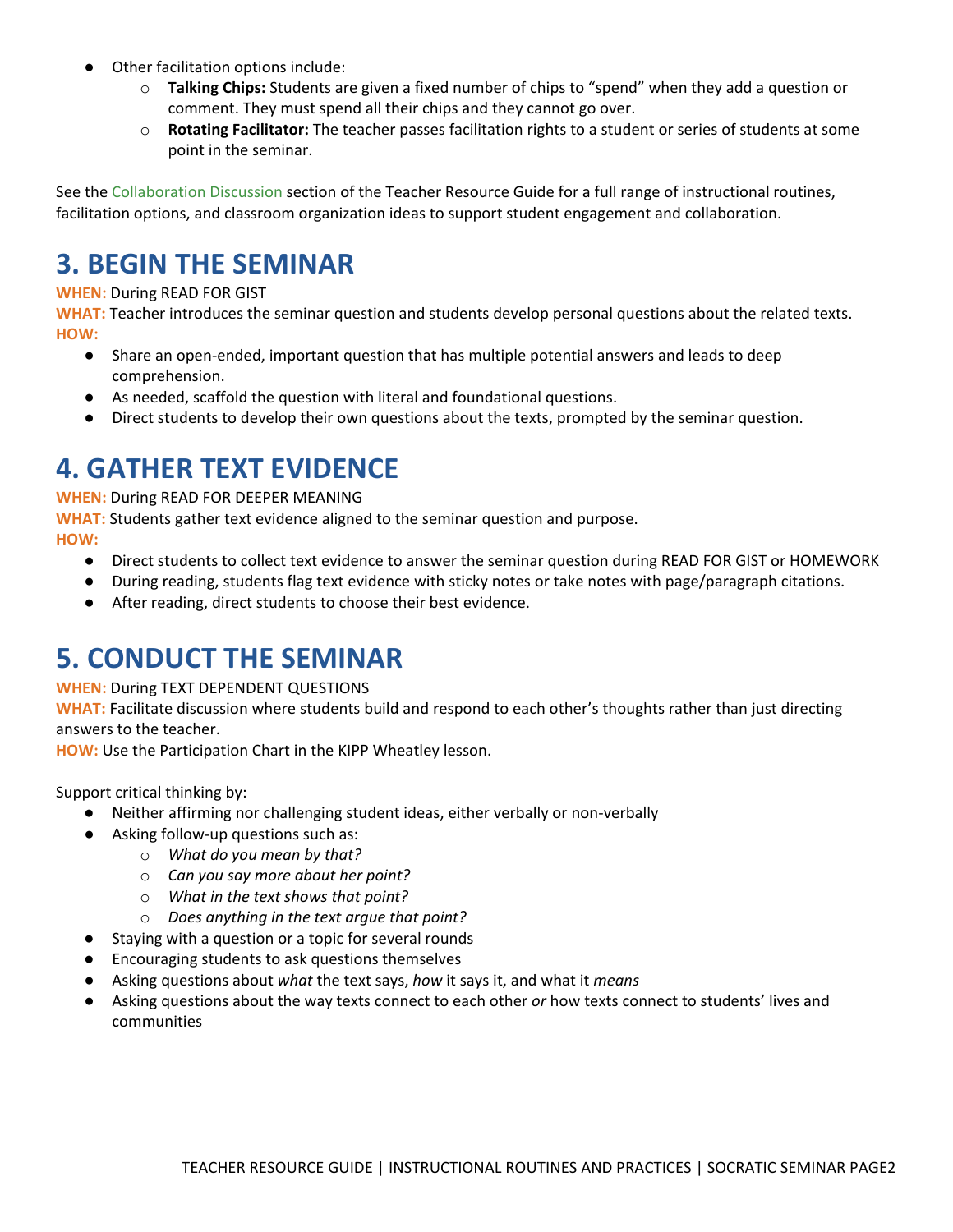- Other facilitation options include:
    - **Talking Chips:** Students are given a fixed number of chips to "spend" when they add a question or comment. They must spend all their chips and they cannot go over.
    - **Rotating Facilitator:** The teacher passes facilitation rights to a student or series of students at some point in the seminar.

See the Collaboration Discussion section of the Teacher Resource Guide for a full range of instructional routines, facilitation options, and classroom organization ideas to support student engagement and collaboration.

# 3. BEGIN THE SEMINAR

**WHEN:** During READ FOR GIST
**WHAT:** Teacher introduces the seminar question and students develop personal questions about the related texts.
**HOW:**

- Share an open-ended, important question that has multiple potential answers and leads to deep comprehension.
- As needed, scaffold the question with literal and foundational questions.
- Direct students to develop their own questions about the texts, prompted by the seminar question.

# 4. GATHER TEXT EVIDENCE

**WHEN:** During READ FOR DEEPER MEANING
**WHAT:** Students gather text evidence aligned to the seminar question and purpose.
**HOW:**

- Direct students to collect text evidence to answer the seminar question during READ FOR GIST or HOMEWORK
- During reading, students flag text evidence with sticky notes or take notes with page/paragraph citations.
- After reading, direct students to choose their best evidence.

# 5. CONDUCT THE SEMINAR

**WHEN:** During TEXT DEPENDENT QUESTIONS
**WHAT:** Facilitate discussion where students build and respond to each other's thoughts rather than just directing answers to the teacher.
**HOW:** Use the Participation Chart in the KIPP Wheatley lesson.

Support critical thinking by:

- Neither affirming nor challenging student ideas, either verbally or non-verbally
- Asking follow-up questions such as:
    - *What do you mean by that?*
    - *Can you say more about her point?*
    - *What in the text shows that point?*
    - *Does anything in the text argue that point?*
- Staying with a question or a topic for several rounds
- Encouraging students to ask questions themselves
- Asking questions about *what* the text says, *how* it says it, and what it *means*
- Asking questions about the way texts connect to each other *or* how texts connect to students' lives and communities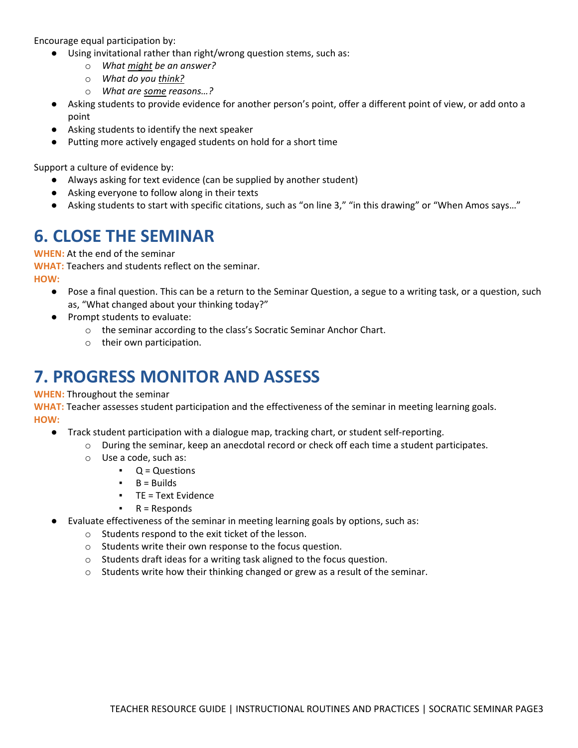Encourage equal participation by:

- Using invitational rather than right/wrong question stems, such as:
  - *What might be an answer?*
  - *What do you think?*
  - *What are some reasons…?*
- Asking students to provide evidence for another person's point, offer a different point of view, or add onto a point
- Asking students to identify the next speaker
- Putting more actively engaged students on hold for a short time

Support a culture of evidence by:

- Always asking for text evidence (can be supplied by another student)
- Asking everyone to follow along in their texts
- Asking students to start with specific citations, such as "on line 3," "in this drawing" or "When Amos says…"

## 6. CLOSE THE SEMINAR

**WHEN:** At the end of the seminar

**WHAT:** Teachers and students reflect on the seminar.

**HOW:**

- Pose a final question. This can be a return to the Seminar Question, a segue to a writing task, or a question, such as, "What changed about your thinking today?"
- Prompt students to evaluate:
  - the seminar according to the class's Socratic Seminar Anchor Chart.
  - their own participation.

## 7. PROGRESS MONITOR AND ASSESS

**WHEN:** Throughout the seminar

**WHAT:** Teacher assesses student participation and the effectiveness of the seminar in meeting learning goals.

**HOW:**

- Track student participation with a dialogue map, tracking chart, or student self-reporting.
  - During the seminar, keep an anecdotal record or check off each time a student participates.
  - Use a code, such as:
    - Q = Questions
    - B = Builds
    - TE = Text Evidence
    - R = Responds
- Evaluate effectiveness of the seminar in meeting learning goals by options, such as:
  - Students respond to the exit ticket of the lesson.
  - Students write their own response to the focus question.
  - Students draft ideas for a writing task aligned to the focus question.
  - Students write how their thinking changed or grew as a result of the seminar.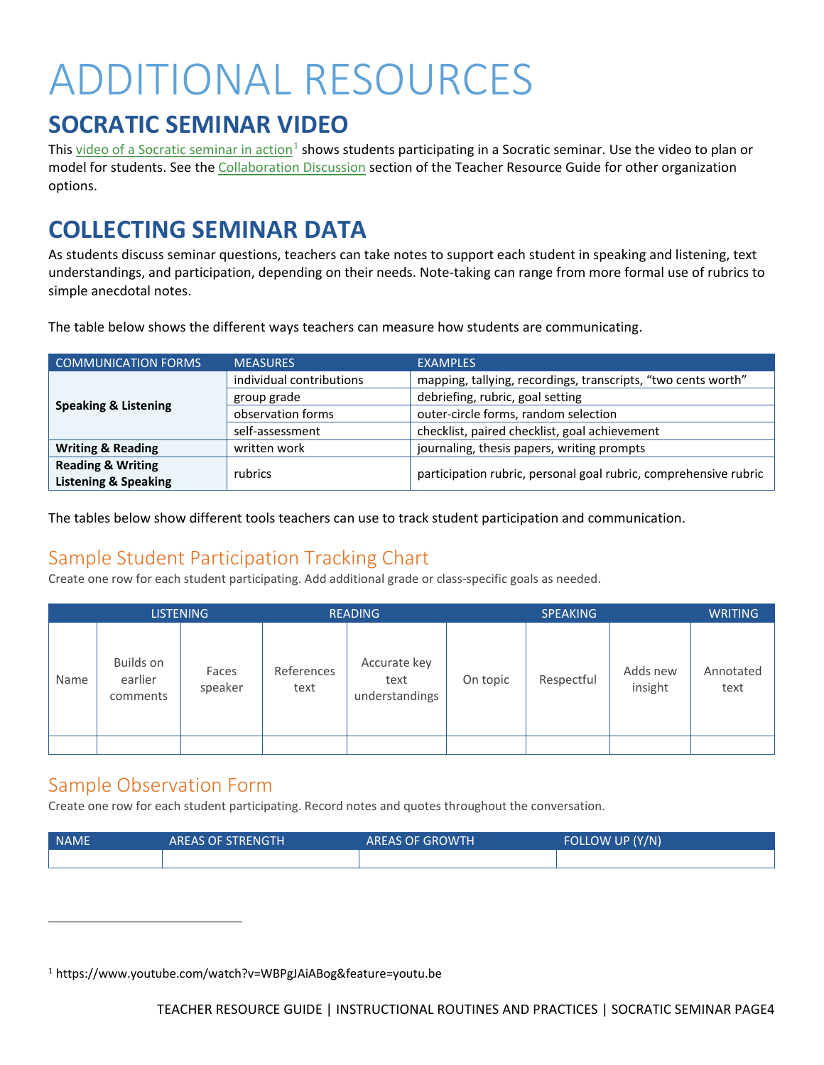# ADDITIONAL RESOURCES

## SOCRATIC SEMINAR VIDEO

This video of a Socratic seminar in action[1] shows students participating in a Socratic seminar. Use the video to plan or model for students. See the Collaboration Discussion section of the Teacher Resource Guide for other organization options.

## COLLECTING SEMINAR DATA

As students discuss seminar questions, teachers can take notes to support each student in speaking and listening, text understandings, and participation, depending on their needs. Note-taking can range from more formal use of rubrics to simple anecdotal notes.

The table below shows the different ways teachers can measure how students are communicating.

| COMMUNICATION FORMS | MEASURES | EXAMPLES |
|---|---|---|
| **Speaking & Listening** | individual contributions | mapping, tallying, recordings, transcripts, "two cents worth" |
| | group grade | debriefing, rubric, goal setting |
| | observation forms | outer-circle forms, random selection |
| | self-assessment | checklist, paired checklist, goal achievement |
| **Writing & Reading** | written work | journaling, thesis papers, writing prompts |
| **Reading & Writing Listening & Speaking** | rubrics | participation rubric, personal goal rubric, comprehensive rubric |

The tables below show different tools teachers can use to track student participation and communication.

### Sample Student Participation Tracking Chart

Create one row for each student participating. Add additional grade or class-specific goals as needed.

| | LISTENING | | READING | | SPEAKING | | | WRITING |
|---|---|---|---|---|---|---|---|---|
| Name | Builds on earlier comments | Faces speaker | References text | Accurate key text understandings | On topic | Respectful | Adds new insight | Annotated text |
| | | | | | | | | |

### Sample Observation Form

Create one row for each student participating. Record notes and quotes throughout the conversation.

| NAME | AREAS OF STRENGTH | AREAS OF GROWTH | FOLLOW UP (Y/N) |
|---|---|---|---|
| | | | |

[1] https://www.youtube.com/watch?v=WBPgJAiABog&feature=youtu.be